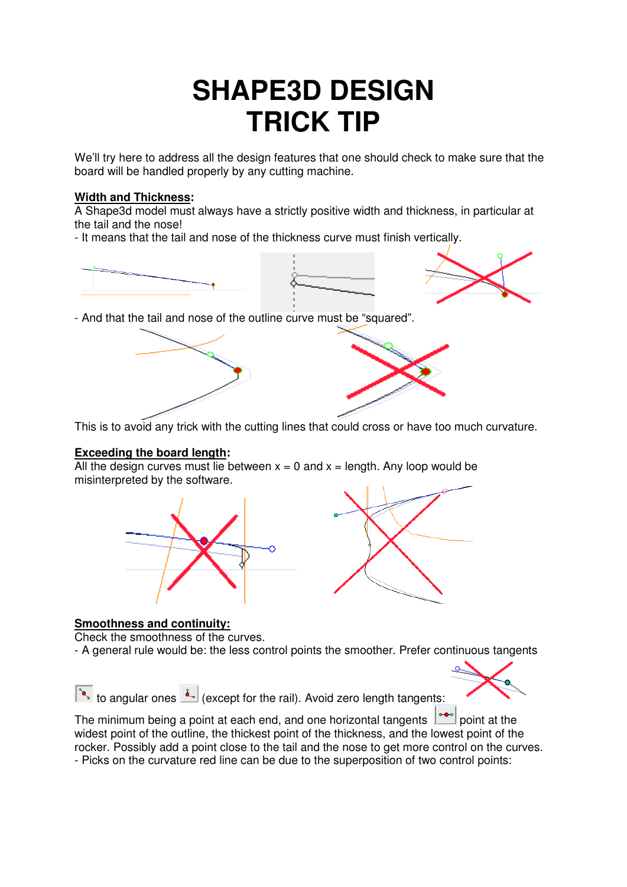# SHAPE3D DESIGN TRICK TIP

We'll try here to address all the design features that one should check to make sure that the board will be handled properly by any cutting machine.

**Width and Thickness:**

A Shape3d model must always have a strictly positive width and thickness, in particular at the tail and the nose!

- It means that the tail and nose of the thickness curve must finish vertically.

- And that the tail and nose of the outline curve must be "squared".

This is to avoid any trick with the cutting lines that could cross or have too much curvature.

**Exceeding the board length:**

All the design curves must lie between x = 0 and x = length. Any loop would be misinterpreted by the software.

**Smoothness and continuity:**

Check the smoothness of the curves.

- A general rule would be: the less control points the smoother. Prefer continuous tangents to angular ones (except for the rail). Avoid zero length tangents:

The minimum being a point at each end, and one horizontal tangents point at the widest point of the outline, the thickest point of the thickness, and the lowest point of the rocker. Possibly add a point close to the tail and the nose to get more control on the curves.

- Picks on the curvature red line can be due to the superposition of two control points: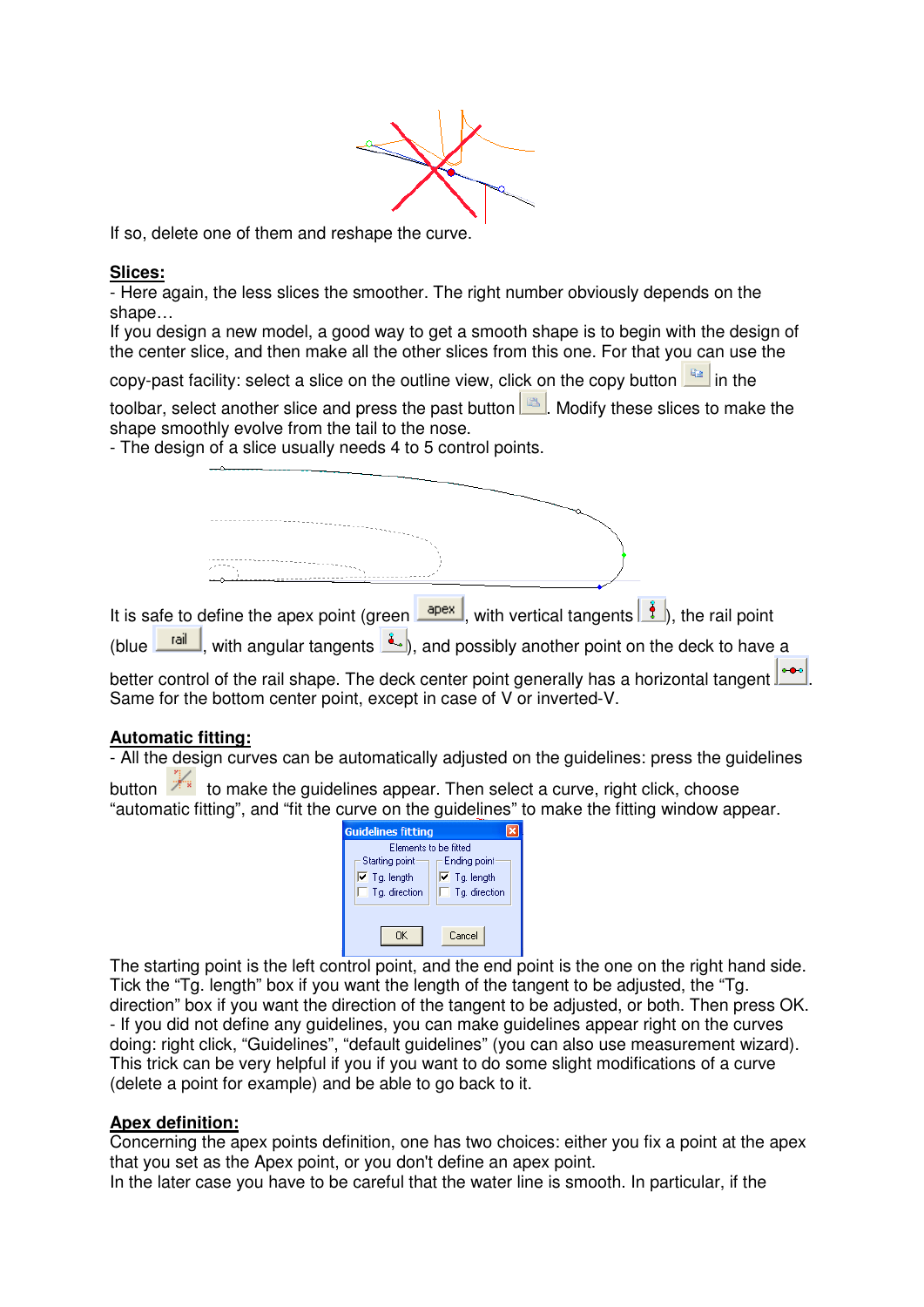If so, delete one of them and reshape the curve.

**Slices:**

- Here again, the less slices the smoother. The right number obviously depends on the shape…

If you design a new model, a good way to get a smooth shape is to begin with the design of the center slice, and then make all the other slices from this one. For that you can use the copy-past facility: select a slice on the outline view, click on the copy button in the toolbar, select another slice and press the past button. Modify these slices to make the shape smoothly evolve from the tail to the nose.

- The design of a slice usually needs 4 to 5 control points.

It is safe to define the apex point (green apex, with vertical tangents), the rail point (blue rail, with angular tangents), and possibly another point on the deck to have a better control of the rail shape. The deck center point generally has a horizontal tangent. Same for the bottom center point, except in case of V or inverted-V.

**Automatic fitting:**

- All the design curves can be automatically adjusted on the guidelines: press the guidelines button to make the guidelines appear. Then select a curve, right click, choose “automatic fitting”, and “fit the curve on the guidelines” to make the fitting window appear.

Guidelines fitting
Elements to be fitted
Starting point: ☑ Tg. length ☐ Tg. direction
Ending point: ☑ Tg. length ☐ Tg. direction
OK Cancel

The starting point is the left control point, and the end point is the one on the right hand side. Tick the “Tg. length” box if you want the length of the tangent to be adjusted, the “Tg. direction” box if you want the direction of the tangent to be adjusted, or both. Then press OK.

- If you did not define any guidelines, you can make guidelines appear right on the curves doing: right click, “Guidelines”, “default guidelines” (you can also use measurement wizard). This trick can be very helpful if you if you want to do some slight modifications of a curve (delete a point for example) and be able to go back to it.

**Apex definition:**

Concerning the apex points definition, one has two choices: either you fix a point at the apex that you set as the Apex point, or you don't define an apex point.

In the later case you have to be careful that the water line is smooth. In particular, if the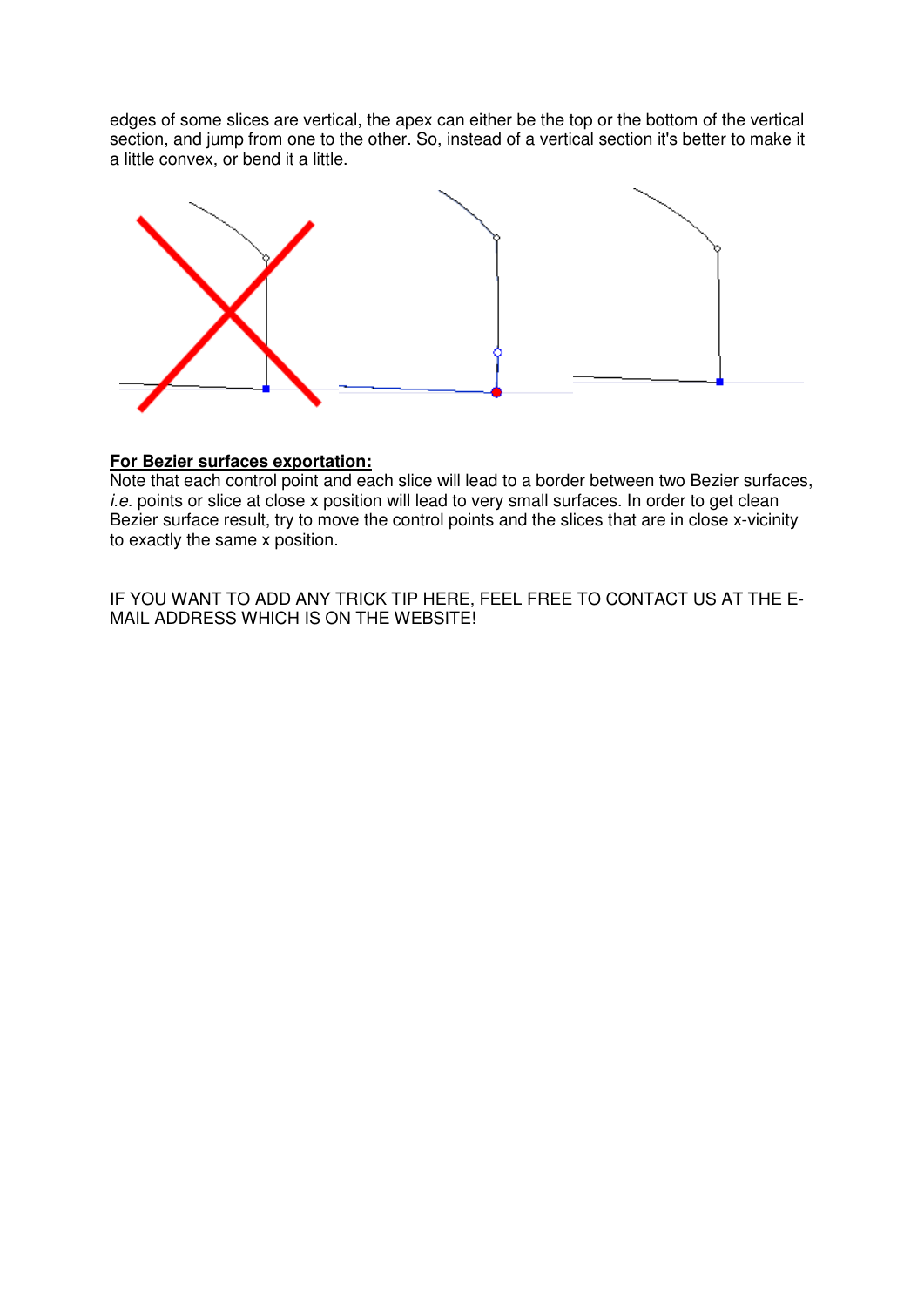edges of some slices are vertical, the apex can either be the top or the bottom of the vertical section, and jump from one to the other. So, instead of a vertical section it's better to make it a little convex, or bend it a little.

**For Bezier surfaces exportation:**

Note that each control point and each slice will lead to a border between two Bezier surfaces, *i.e.* points or slice at close x position will lead to very small surfaces. In order to get clean Bezier surface result, try to move the control points and the slices that are in close x-vicinity to exactly the same x position.

IF YOU WANT TO ADD ANY TRICK TIP HERE, FEEL FREE TO CONTACT US AT THE E-MAIL ADDRESS WHICH IS ON THE WEBSITE!